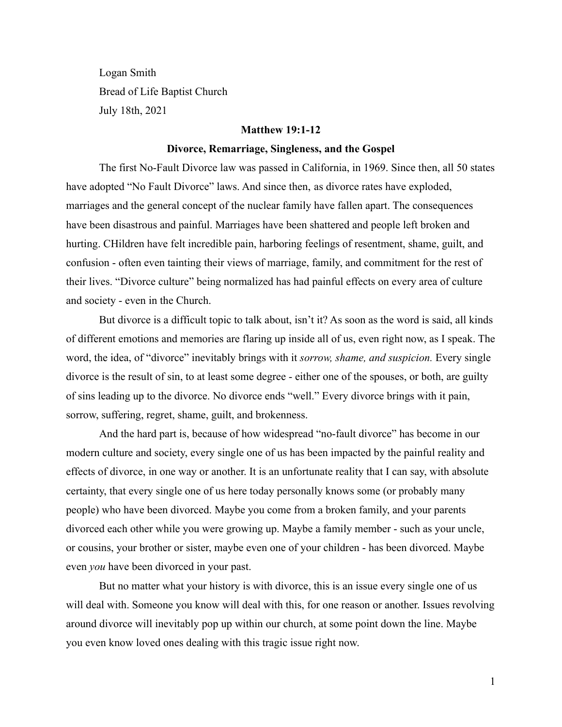Logan Smith

Bread of Life Baptist Church

July 18th, 2021

**Matthew 19:1-12**

**Divorce, Remarriage, Singleness, and the Gospel**

The first No-Fault Divorce law was passed in California, in 1969. Since then, all 50 states have adopted "No Fault Divorce" laws. And since then, as divorce rates have exploded, marriages and the general concept of the nuclear family have fallen apart. The consequences have been disastrous and painful. Marriages have been shattered and people left broken and hurting. CHildren have felt incredible pain, harboring feelings of resentment, shame, guilt, and confusion - often even tainting their views of marriage, family, and commitment for the rest of their lives. "Divorce culture" being normalized has had painful effects on every area of culture and society - even in the Church.

But divorce is a difficult topic to talk about, isn't it? As soon as the word is said, all kinds of different emotions and memories are flaring up inside all of us, even right now, as I speak. The word, the idea, of "divorce" inevitably brings with it *sorrow, shame, and suspicion.* Every single divorce is the result of sin, to at least some degree - either one of the spouses, or both, are guilty of sins leading up to the divorce. No divorce ends "well." Every divorce brings with it pain, sorrow, suffering, regret, shame, guilt, and brokenness.

And the hard part is, because of how widespread "no-fault divorce" has become in our modern culture and society, every single one of us has been impacted by the painful reality and effects of divorce, in one way or another. It is an unfortunate reality that I can say, with absolute certainty, that every single one of us here today personally knows some (or probably many people) who have been divorced. Maybe you come from a broken family, and your parents divorced each other while you were growing up. Maybe a family member - such as your uncle, or cousins, your brother or sister, maybe even one of your children - has been divorced. Maybe even *you* have been divorced in your past.

But no matter what your history is with divorce, this is an issue every single one of us will deal with. Someone you know will deal with this, for one reason or another. Issues revolving around divorce will inevitably pop up within our church, at some point down the line. Maybe you even know loved ones dealing with this tragic issue right now.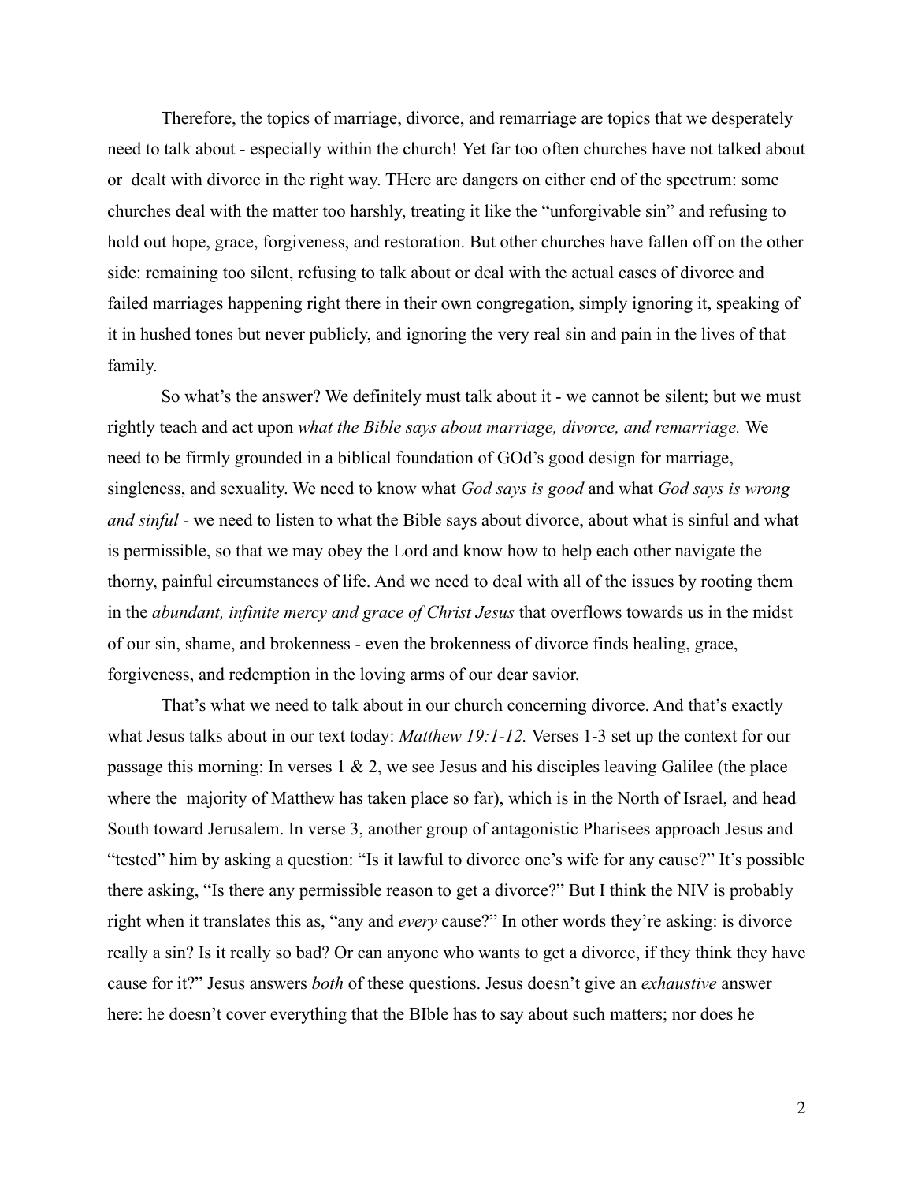Therefore, the topics of marriage, divorce, and remarriage are topics that we desperately need to talk about - especially within the church! Yet far too often churches have not talked about or dealt with divorce in the right way. THere are dangers on either end of the spectrum: some churches deal with the matter too harshly, treating it like the "unforgivable sin" and refusing to hold out hope, grace, forgiveness, and restoration. But other churches have fallen off on the other side: remaining too silent, refusing to talk about or deal with the actual cases of divorce and failed marriages happening right there in their own congregation, simply ignoring it, speaking of it in hushed tones but never publicly, and ignoring the very real sin and pain in the lives of that family.

So what's the answer? We definitely must talk about it - we cannot be silent; but we must rightly teach and act upon *what the Bible says about marriage, divorce, and remarriage.* We need to be firmly grounded in a biblical foundation of GOd's good design for marriage, singleness, and sexuality. We need to know what *God says is good* and what *God says is wrong and sinful* - we need to listen to what the Bible says about divorce, about what is sinful and what is permissible, so that we may obey the Lord and know how to help each other navigate the thorny, painful circumstances of life. And we need to deal with all of the issues by rooting them in the *abundant, infinite mercy and grace of Christ Jesus* that overflows towards us in the midst of our sin, shame, and brokenness - even the brokenness of divorce finds healing, grace, forgiveness, and redemption in the loving arms of our dear savior.

That's what we need to talk about in our church concerning divorce. And that's exactly what Jesus talks about in our text today: *Matthew 19:1-12.* Verses 1-3 set up the context for our passage this morning: In verses 1 & 2, we see Jesus and his disciples leaving Galilee (the place where the majority of Matthew has taken place so far), which is in the North of Israel, and head South toward Jerusalem. In verse 3, another group of antagonistic Pharisees approach Jesus and "tested" him by asking a question: "Is it lawful to divorce one's wife for any cause?" It's possible there asking, "Is there any permissible reason to get a divorce?" But I think the NIV is probably right when it translates this as, "any and *every* cause?" In other words they're asking: is divorce really a sin? Is it really so bad? Or can anyone who wants to get a divorce, if they think they have cause for it?" Jesus answers *both* of these questions. Jesus doesn't give an *exhaustive* answer here: he doesn't cover everything that the BIble has to say about such matters; nor does he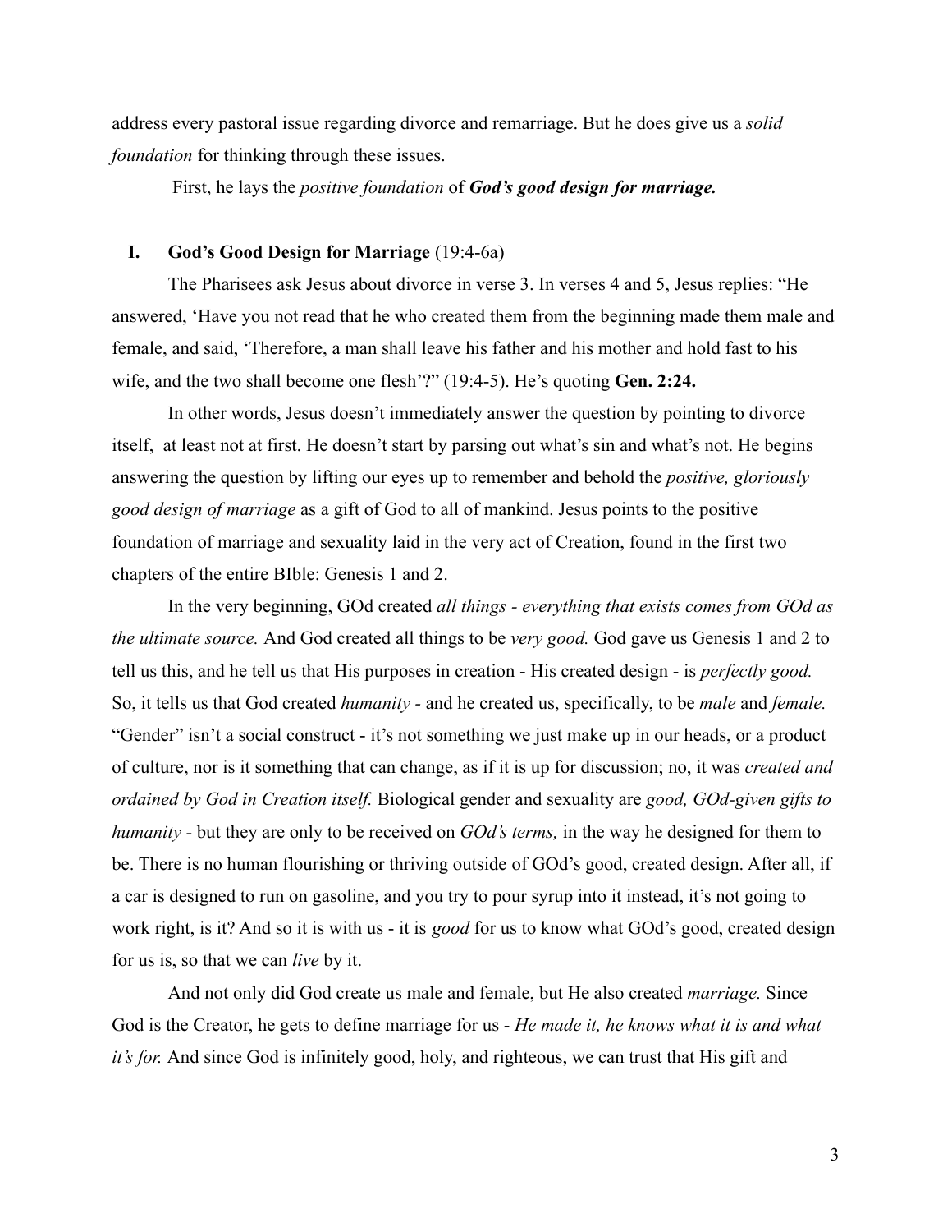address every pastoral issue regarding divorce and remarriage. But he does give us a *solid foundation* for thinking through these issues.

First, he lays the *positive foundation* of ***God's good design for marriage.***

## I. God's Good Design for Marriage (19:4-6a)

The Pharisees ask Jesus about divorce in verse 3. In verses 4 and 5, Jesus replies: "He answered, 'Have you not read that he who created them from the beginning made them male and female, and said, 'Therefore, a man shall leave his father and his mother and hold fast to his wife, and the two shall become one flesh'?" (19:4-5). He's quoting **Gen. 2:24.**

In other words, Jesus doesn't immediately answer the question by pointing to divorce itself, at least not at first. He doesn't start by parsing out what's sin and what's not. He begins answering the question by lifting our eyes up to remember and behold the *positive, gloriously good design of marriage* as a gift of God to all of mankind. Jesus points to the positive foundation of marriage and sexuality laid in the very act of Creation, found in the first two chapters of the entire BIble: Genesis 1 and 2.

In the very beginning, GOd created *all things - everything that exists comes from GOd as the ultimate source.* And God created all things to be *very good.* God gave us Genesis 1 and 2 to tell us this, and he tell us that His purposes in creation - His created design - is *perfectly good.* So, it tells us that God created *humanity* - and he created us, specifically, to be *male* and *female.* "Gender" isn't a social construct - it's not something we just make up in our heads, or a product of culture, nor is it something that can change, as if it is up for discussion; no, it was *created and ordained by God in Creation itself.* Biological gender and sexuality are *good, GOd-given gifts to humanity* - but they are only to be received on *GOd's terms,* in the way he designed for them to be. There is no human flourishing or thriving outside of GOd's good, created design. After all, if a car is designed to run on gasoline, and you try to pour syrup into it instead, it's not going to work right, is it? And so it is with us - it is *good* for us to know what GOd's good, created design for us is, so that we can *live* by it.

And not only did God create us male and female, but He also created *marriage.* Since God is the Creator, he gets to define marriage for us - *He made it, he knows what it is and what it's for.* And since God is infinitely good, holy, and righteous, we can trust that His gift and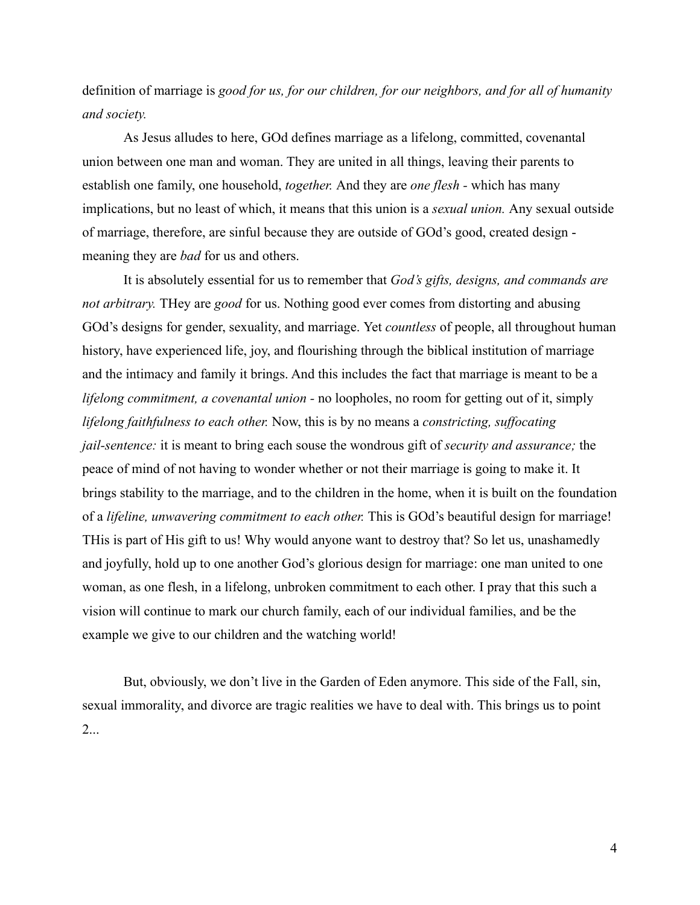definition of marriage is *good for us, for our children, for our neighbors, and for all of humanity and society.*

As Jesus alludes to here, GOd defines marriage as a lifelong, committed, covenantal union between one man and woman. They are united in all things, leaving their parents to establish one family, one household, *together.* And they are *one flesh* - which has many implications, but no least of which, it means that this union is a *sexual union.* Any sexual outside of marriage, therefore, are sinful because they are outside of GOd's good, created design - meaning they are *bad* for us and others.

It is absolutely essential for us to remember that *God's gifts, designs, and commands are not arbitrary.* THey are *good* for us. Nothing good ever comes from distorting and abusing GOd's designs for gender, sexuality, and marriage. Yet *countless* of people, all throughout human history, have experienced life, joy, and flourishing through the biblical institution of marriage and the intimacy and family it brings. And this includes the fact that marriage is meant to be a *lifelong commitment, a covenantal union* - no loopholes, no room for getting out of it, simply *lifelong faithfulness to each other.* Now, this is by no means a *constricting, suffocating jail-sentence:* it is meant to bring each souse the wondrous gift of *security and assurance;* the peace of mind of not having to wonder whether or not their marriage is going to make it. It brings stability to the marriage, and to the children in the home, when it is built on the foundation of a *lifeline, unwavering commitment to each other.* This is GOd's beautiful design for marriage! THis is part of His gift to us! Why would anyone want to destroy that? So let us, unashamedly and joyfully, hold up to one another God's glorious design for marriage: one man united to one woman, as one flesh, in a lifelong, unbroken commitment to each other. I pray that this such a vision will continue to mark our church family, each of our individual families, and be the example we give to our children and the watching world!

But, obviously, we don't live in the Garden of Eden anymore. This side of the Fall, sin, sexual immorality, and divorce are tragic realities we have to deal with. This brings us to point 2...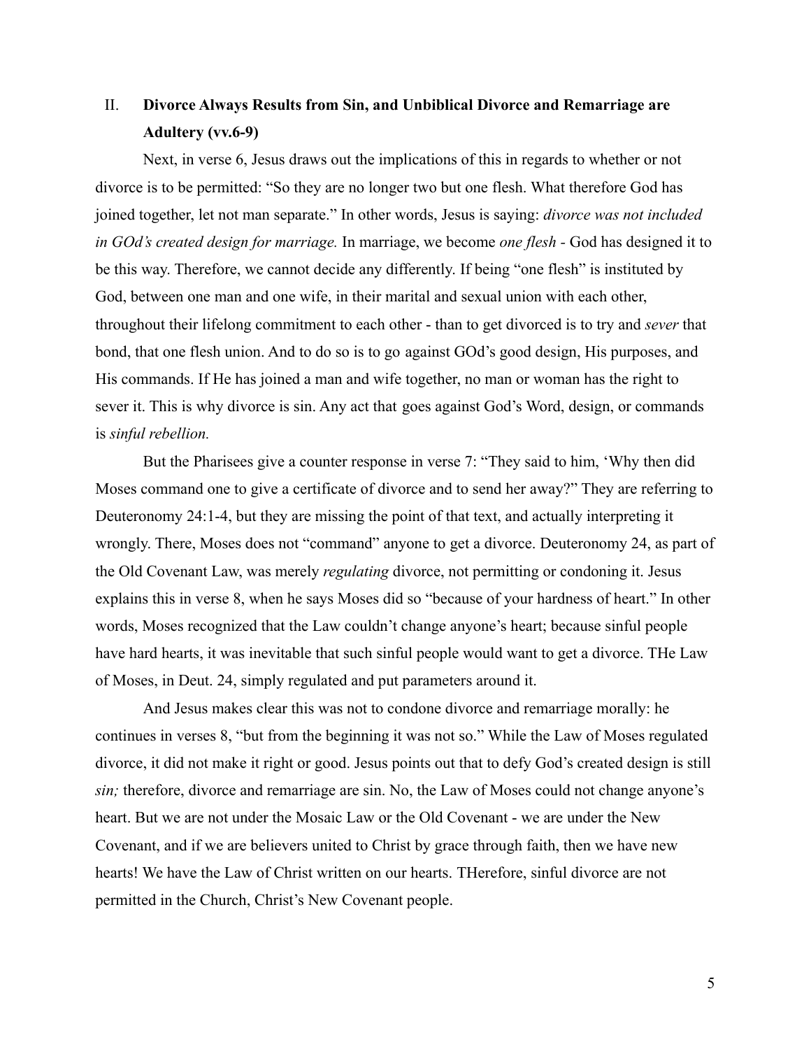## II. **Divorce Always Results from Sin, and Unbiblical Divorce and Remarriage are Adultery (vv.6-9)**

Next, in verse 6, Jesus draws out the implications of this in regards to whether or not divorce is to be permitted: "So they are no longer two but one flesh. What therefore God has joined together, let not man separate." In other words, Jesus is saying: *divorce was not included in GOd's created design for marriage.* In marriage, we become *one flesh* - God has designed it to be this way. Therefore, we cannot decide any differently. If being "one flesh" is instituted by God, between one man and one wife, in their marital and sexual union with each other, throughout their lifelong commitment to each other - than to get divorced is to try and *sever* that bond, that one flesh union. And to do so is to go against GOd's good design, His purposes, and His commands. If He has joined a man and wife together, no man or woman has the right to sever it. This is why divorce is sin. Any act that goes against God's Word, design, or commands is *sinful rebellion.*

But the Pharisees give a counter response in verse 7: "They said to him, 'Why then did Moses command one to give a certificate of divorce and to send her away?" They are referring to Deuteronomy 24:1-4, but they are missing the point of that text, and actually interpreting it wrongly. There, Moses does not "command" anyone to get a divorce. Deuteronomy 24, as part of the Old Covenant Law, was merely *regulating* divorce, not permitting or condoning it. Jesus explains this in verse 8, when he says Moses did so "because of your hardness of heart." In other words, Moses recognized that the Law couldn't change anyone's heart; because sinful people have hard hearts, it was inevitable that such sinful people would want to get a divorce. THe Law of Moses, in Deut. 24, simply regulated and put parameters around it.

And Jesus makes clear this was not to condone divorce and remarriage morally: he continues in verses 8, "but from the beginning it was not so." While the Law of Moses regulated divorce, it did not make it right or good. Jesus points out that to defy God's created design is still *sin;* therefore, divorce and remarriage are sin. No, the Law of Moses could not change anyone's heart. But we are not under the Mosaic Law or the Old Covenant - we are under the New Covenant, and if we are believers united to Christ by grace through faith, then we have new hearts! We have the Law of Christ written on our hearts. THerefore, sinful divorce are not permitted in the Church, Christ's New Covenant people.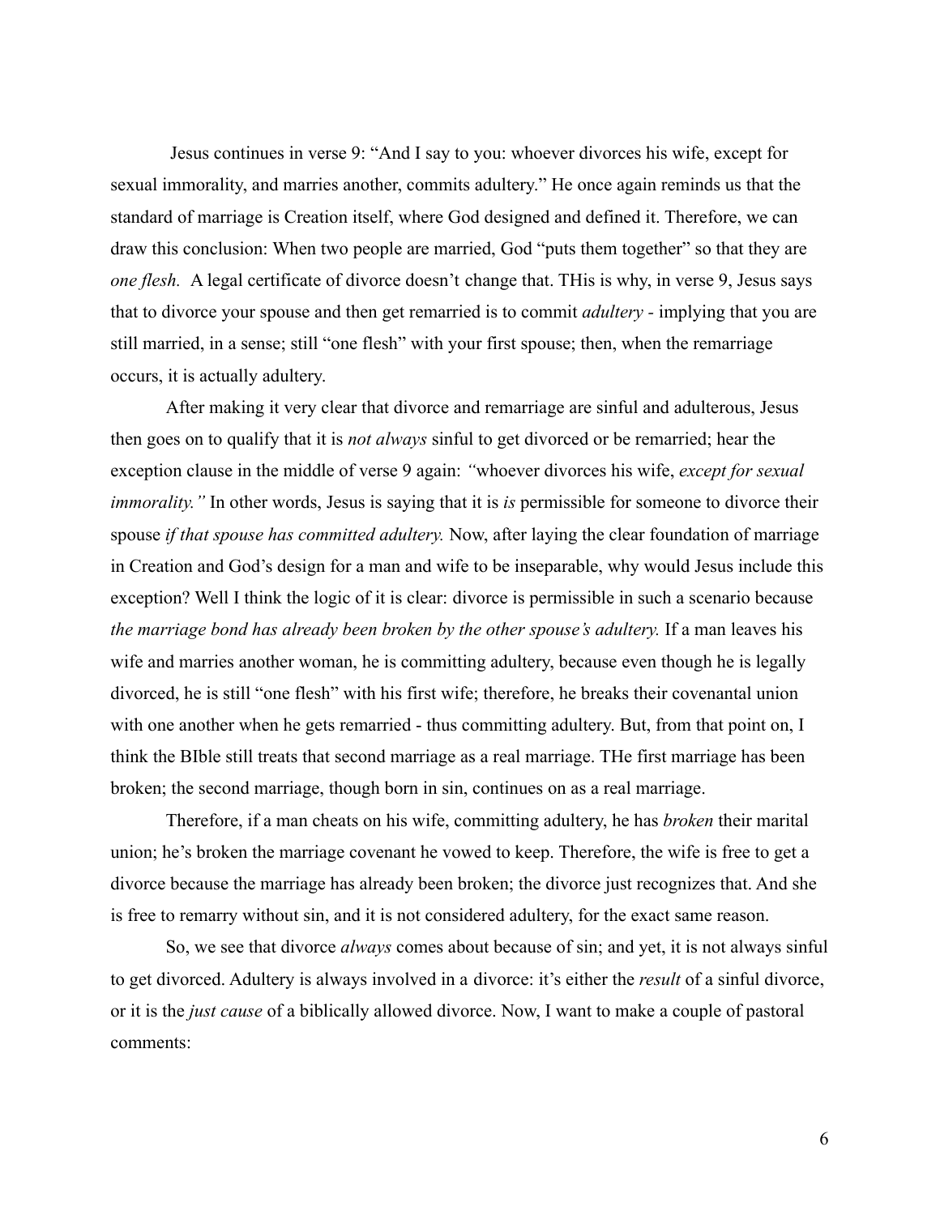Jesus continues in verse 9: "And I say to you: whoever divorces his wife, except for sexual immorality, and marries another, commits adultery." He once again reminds us that the standard of marriage is Creation itself, where God designed and defined it. Therefore, we can draw this conclusion: When two people are married, God "puts them together" so that they are *one flesh.* A legal certificate of divorce doesn't change that. THis is why, in verse 9, Jesus says that to divorce your spouse and then get remarried is to commit *adultery* - implying that you are still married, in a sense; still "one flesh" with your first spouse; then, when the remarriage occurs, it is actually adultery.

After making it very clear that divorce and remarriage are sinful and adulterous, Jesus then goes on to qualify that it is *not always* sinful to get divorced or be remarried; hear the exception clause in the middle of verse 9 again: *"*whoever divorces his wife, *except for sexual immorality."* In other words, Jesus is saying that it is *is* permissible for someone to divorce their spouse *if that spouse has committed adultery.* Now, after laying the clear foundation of marriage in Creation and God's design for a man and wife to be inseparable, why would Jesus include this exception? Well I think the logic of it is clear: divorce is permissible in such a scenario because *the marriage bond has already been broken by the other spouse's adultery.* If a man leaves his wife and marries another woman, he is committing adultery, because even though he is legally divorced, he is still "one flesh" with his first wife; therefore, he breaks their covenantal union with one another when he gets remarried - thus committing adultery. But, from that point on, I think the BIble still treats that second marriage as a real marriage. THe first marriage has been broken; the second marriage, though born in sin, continues on as a real marriage.

Therefore, if a man cheats on his wife, committing adultery, he has *broken* their marital union; he's broken the marriage covenant he vowed to keep. Therefore, the wife is free to get a divorce because the marriage has already been broken; the divorce just recognizes that. And she is free to remarry without sin, and it is not considered adultery, for the exact same reason.

So, we see that divorce *always* comes about because of sin; and yet, it is not always sinful to get divorced. Adultery is always involved in a divorce: it's either the *result* of a sinful divorce, or it is the *just cause* of a biblically allowed divorce. Now, I want to make a couple of pastoral comments: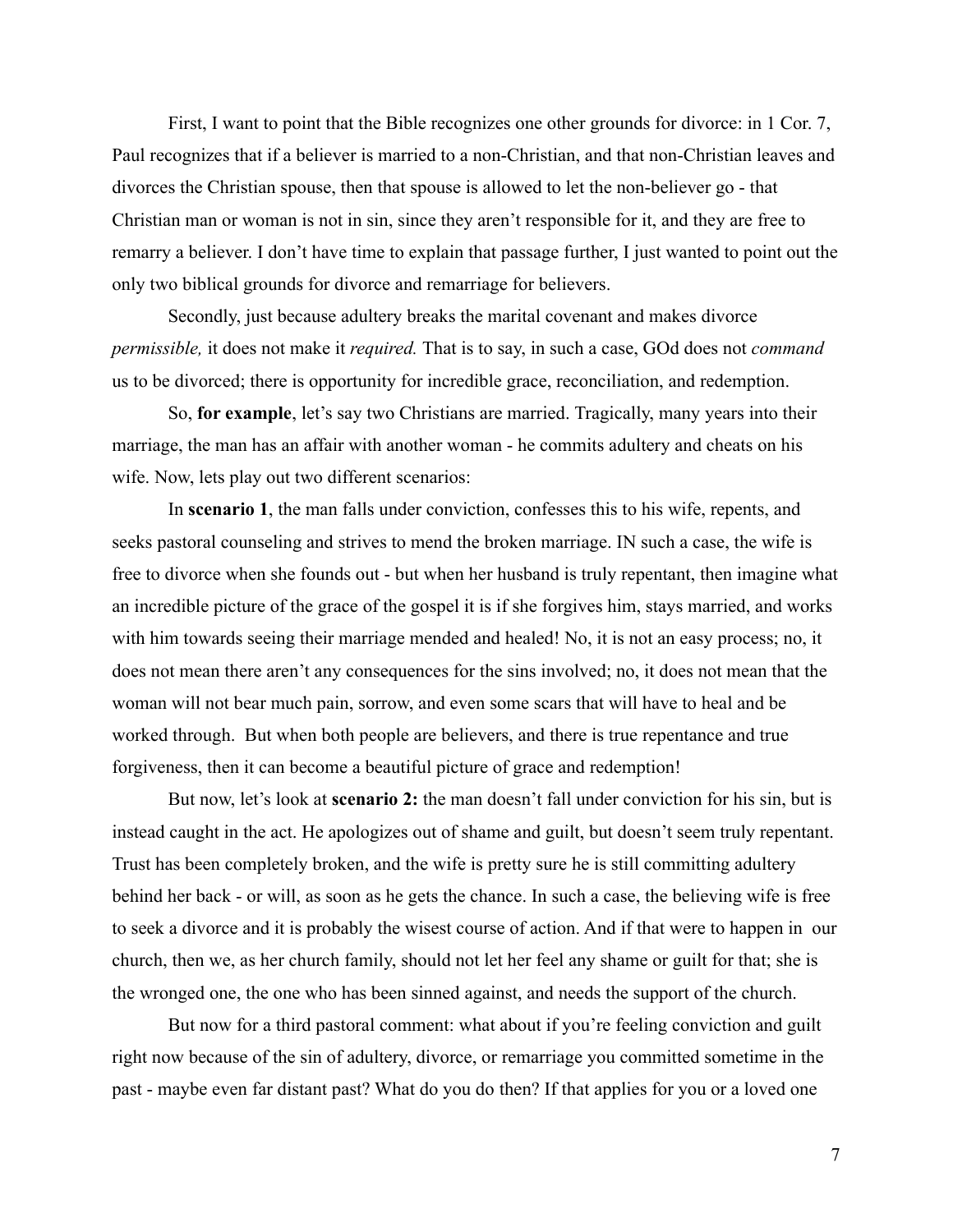First, I want to point that the Bible recognizes one other grounds for divorce: in 1 Cor. 7, Paul recognizes that if a believer is married to a non-Christian, and that non-Christian leaves and divorces the Christian spouse, then that spouse is allowed to let the non-believer go - that Christian man or woman is not in sin, since they aren't responsible for it, and they are free to remarry a believer. I don't have time to explain that passage further, I just wanted to point out the only two biblical grounds for divorce and remarriage for believers.

Secondly, just because adultery breaks the marital covenant and makes divorce *permissible,* it does not make it *required.* That is to say, in such a case, GOd does not *command* us to be divorced; there is opportunity for incredible grace, reconciliation, and redemption.

So, **for example**, let's say two Christians are married. Tragically, many years into their marriage, the man has an affair with another woman - he commits adultery and cheats on his wife. Now, lets play out two different scenarios:

In **scenario 1**, the man falls under conviction, confesses this to his wife, repents, and seeks pastoral counseling and strives to mend the broken marriage. IN such a case, the wife is free to divorce when she founds out - but when her husband is truly repentant, then imagine what an incredible picture of the grace of the gospel it is if she forgives him, stays married, and works with him towards seeing their marriage mended and healed! No, it is not an easy process; no, it does not mean there aren't any consequences for the sins involved; no, it does not mean that the woman will not bear much pain, sorrow, and even some scars that will have to heal and be worked through. But when both people are believers, and there is true repentance and true forgiveness, then it can become a beautiful picture of grace and redemption!

But now, let's look at **scenario 2:** the man doesn't fall under conviction for his sin, but is instead caught in the act. He apologizes out of shame and guilt, but doesn't seem truly repentant. Trust has been completely broken, and the wife is pretty sure he is still committing adultery behind her back - or will, as soon as he gets the chance. In such a case, the believing wife is free to seek a divorce and it is probably the wisest course of action. And if that were to happen in our church, then we, as her church family, should not let her feel any shame or guilt for that; she is the wronged one, the one who has been sinned against, and needs the support of the church.

But now for a third pastoral comment: what about if you're feeling conviction and guilt right now because of the sin of adultery, divorce, or remarriage you committed sometime in the past - maybe even far distant past? What do you do then? If that applies for you or a loved one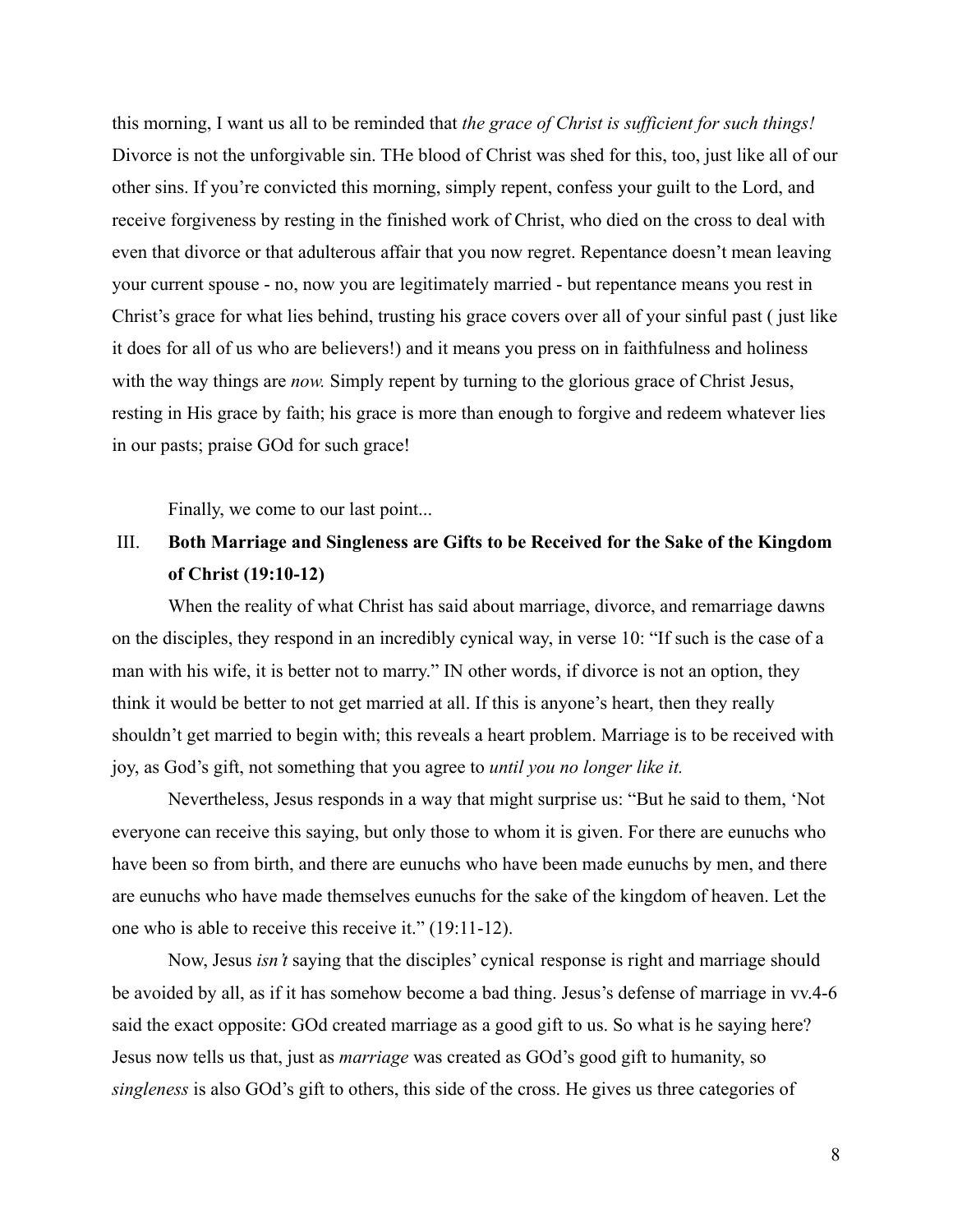this morning, I want us all to be reminded that *the grace of Christ is sufficient for such things!* Divorce is not the unforgivable sin. THe blood of Christ was shed for this, too, just like all of our other sins. If you're convicted this morning, simply repent, confess your guilt to the Lord, and receive forgiveness by resting in the finished work of Christ, who died on the cross to deal with even that divorce or that adulterous affair that you now regret. Repentance doesn't mean leaving your current spouse - no, now you are legitimately married - but repentance means you rest in Christ's grace for what lies behind, trusting his grace covers over all of your sinful past ( just like it does for all of us who are believers!) and it means you press on in faithfulness and holiness with the way things are *now.* Simply repent by turning to the glorious grace of Christ Jesus, resting in His grace by faith; his grace is more than enough to forgive and redeem whatever lies in our pasts; praise GOd for such grace!

Finally, we come to our last point...

III. **Both Marriage and Singleness are Gifts to be Received for the Sake of the Kingdom of Christ (19:10-12)**

When the reality of what Christ has said about marriage, divorce, and remarriage dawns on the disciples, they respond in an incredibly cynical way, in verse 10: "If such is the case of a man with his wife, it is better not to marry." IN other words, if divorce is not an option, they think it would be better to not get married at all. If this is anyone's heart, then they really shouldn't get married to begin with; this reveals a heart problem. Marriage is to be received with joy, as God's gift, not something that you agree to *until you no longer like it.*

Nevertheless, Jesus responds in a way that might surprise us: "But he said to them, 'Not everyone can receive this saying, but only those to whom it is given. For there are eunuchs who have been so from birth, and there are eunuchs who have been made eunuchs by men, and there are eunuchs who have made themselves eunuchs for the sake of the kingdom of heaven. Let the one who is able to receive this receive it." (19:11-12).

Now, Jesus *isn't* saying that the disciples' cynical response is right and marriage should be avoided by all, as if it has somehow become a bad thing. Jesus's defense of marriage in vv.4-6 said the exact opposite: GOd created marriage as a good gift to us. So what is he saying here? Jesus now tells us that, just as *marriage* was created as GOd's good gift to humanity, so *singleness* is also GOd's gift to others, this side of the cross. He gives us three categories of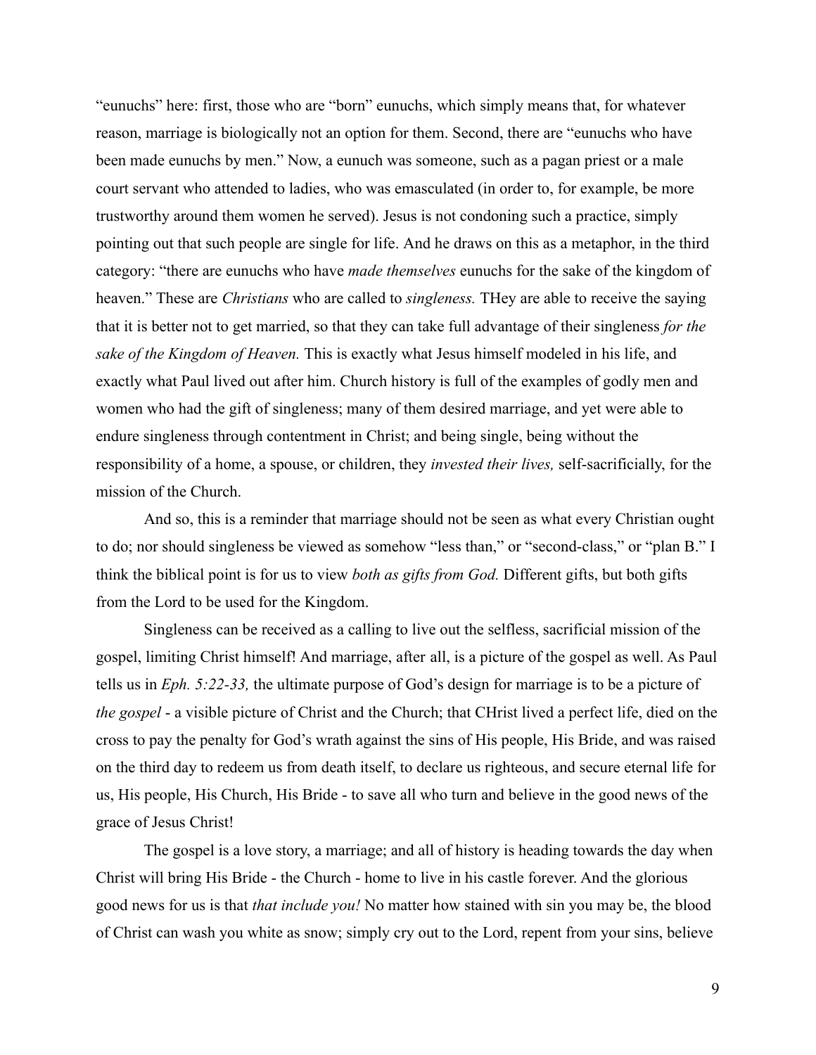"eunuchs" here: first, those who are "born" eunuchs, which simply means that, for whatever reason, marriage is biologically not an option for them. Second, there are "eunuchs who have been made eunuchs by men." Now, a eunuch was someone, such as a pagan priest or a male court servant who attended to ladies, who was emasculated (in order to, for example, be more trustworthy around them women he served). Jesus is not condoning such a practice, simply pointing out that such people are single for life. And he draws on this as a metaphor, in the third category: "there are eunuchs who have *made themselves* eunuchs for the sake of the kingdom of heaven." These are *Christians* who are called to *singleness.* THey are able to receive the saying that it is better not to get married, so that they can take full advantage of their singleness *for the sake of the Kingdom of Heaven.* This is exactly what Jesus himself modeled in his life, and exactly what Paul lived out after him. Church history is full of the examples of godly men and women who had the gift of singleness; many of them desired marriage, and yet were able to endure singleness through contentment in Christ; and being single, being without the responsibility of a home, a spouse, or children, they *invested their lives,* self-sacrificially, for the mission of the Church.

And so, this is a reminder that marriage should not be seen as what every Christian ought to do; nor should singleness be viewed as somehow "less than," or "second-class," or "plan B." I think the biblical point is for us to view *both as gifts from God.* Different gifts, but both gifts from the Lord to be used for the Kingdom.

Singleness can be received as a calling to live out the selfless, sacrificial mission of the gospel, limiting Christ himself! And marriage, after all, is a picture of the gospel as well. As Paul tells us in *Eph. 5:22-33,* the ultimate purpose of God's design for marriage is to be a picture of *the gospel* - a visible picture of Christ and the Church; that CHrist lived a perfect life, died on the cross to pay the penalty for God's wrath against the sins of His people, His Bride, and was raised on the third day to redeem us from death itself, to declare us righteous, and secure eternal life for us, His people, His Church, His Bride - to save all who turn and believe in the good news of the grace of Jesus Christ!

The gospel is a love story, a marriage; and all of history is heading towards the day when Christ will bring His Bride - the Church - home to live in his castle forever. And the glorious good news for us is that *that include you!* No matter how stained with sin you may be, the blood of Christ can wash you white as snow; simply cry out to the Lord, repent from your sins, believe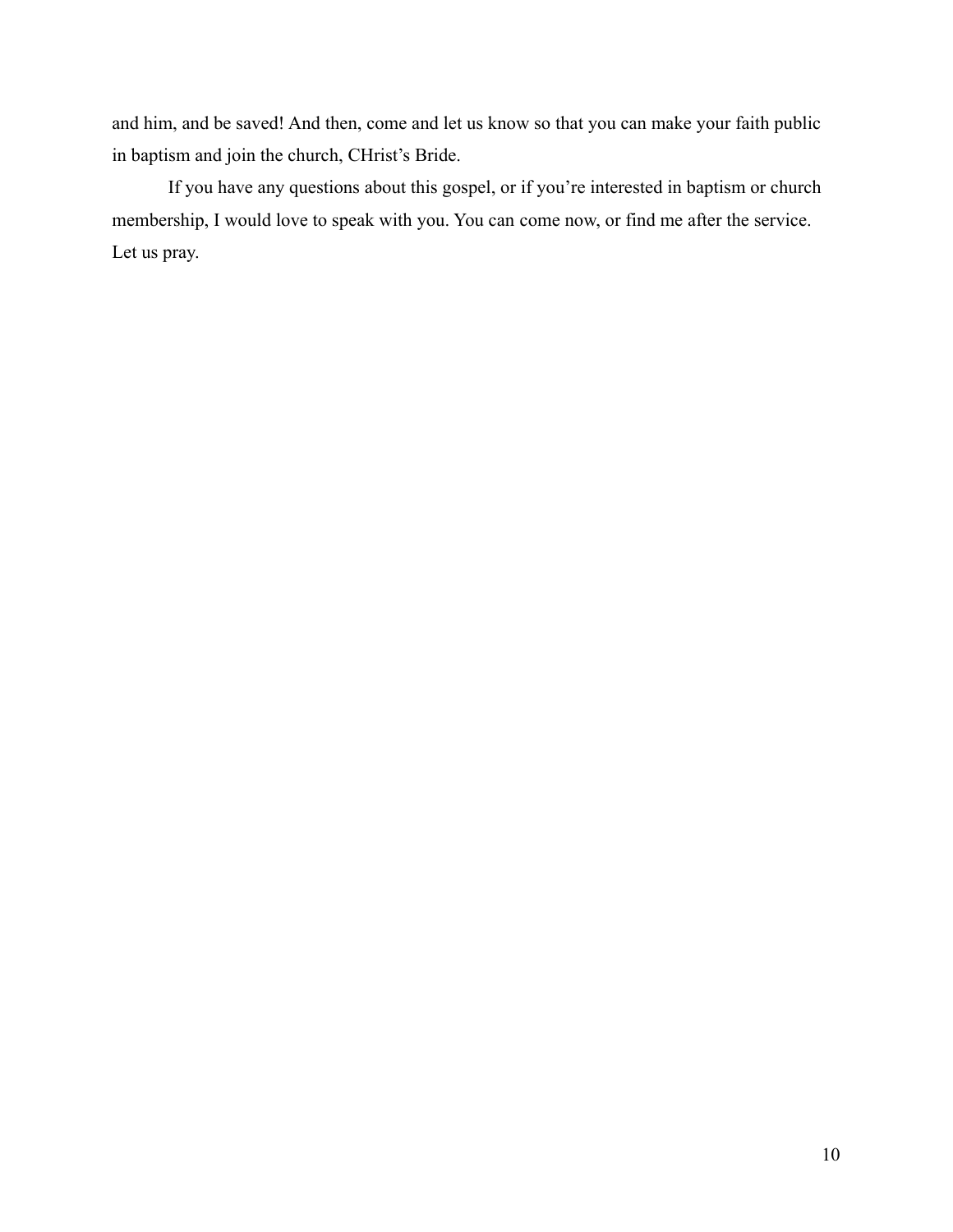and him, and be saved! And then, come and let us know so that you can make your faith public in baptism and join the church, CHrist's Bride.

If you have any questions about this gospel, or if you're interested in baptism or church membership, I would love to speak with you. You can come now, or find me after the service. Let us pray.